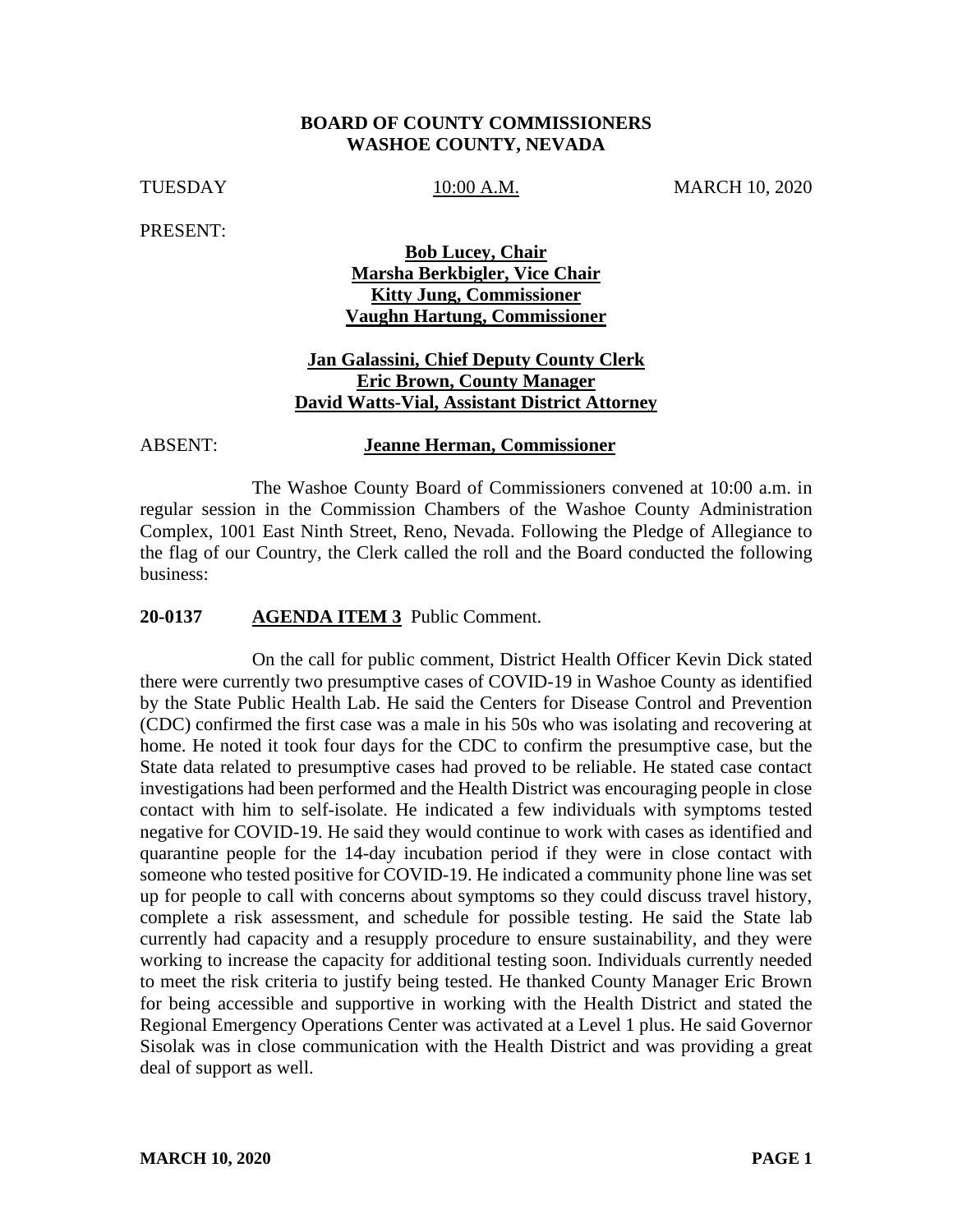**BOARD OF COUNTY COMMISSIONERS**
**WASHOE COUNTY, NEVADA**

TUESDAY 10:00 A.M. MARCH 10, 2020

PRESENT:

**Bob Lucey, Chair**
**Marsha Berkbigler, Vice Chair**
**Kitty Jung, Commissioner**
**Vaughn Hartung, Commissioner**

**Jan Galassini, Chief Deputy County Clerk**
**Eric Brown, County Manager**
**David Watts-Vial, Assistant District Attorney**

ABSENT: **Jeanne Herman, Commissioner**

The Washoe County Board of Commissioners convened at 10:00 a.m. in regular session in the Commission Chambers of the Washoe County Administration Complex, 1001 East Ninth Street, Reno, Nevada. Following the Pledge of Allegiance to the flag of our Country, the Clerk called the roll and the Board conducted the following business:

**20-0137 AGENDA ITEM 3** Public Comment.

On the call for public comment, District Health Officer Kevin Dick stated there were currently two presumptive cases of COVID-19 in Washoe County as identified by the State Public Health Lab. He said the Centers for Disease Control and Prevention (CDC) confirmed the first case was a male in his 50s who was isolating and recovering at home. He noted it took four days for the CDC to confirm the presumptive case, but the State data related to presumptive cases had proved to be reliable. He stated case contact investigations had been performed and the Health District was encouraging people in close contact with him to self-isolate. He indicated a few individuals with symptoms tested negative for COVID-19. He said they would continue to work with cases as identified and quarantine people for the 14-day incubation period if they were in close contact with someone who tested positive for COVID-19. He indicated a community phone line was set up for people to call with concerns about symptoms so they could discuss travel history, complete a risk assessment, and schedule for possible testing. He said the State lab currently had capacity and a resupply procedure to ensure sustainability, and they were working to increase the capacity for additional testing soon. Individuals currently needed to meet the risk criteria to justify being tested. He thanked County Manager Eric Brown for being accessible and supportive in working with the Health District and stated the Regional Emergency Operations Center was activated at a Level 1 plus. He said Governor Sisolak was in close communication with the Health District and was providing a great deal of support as well.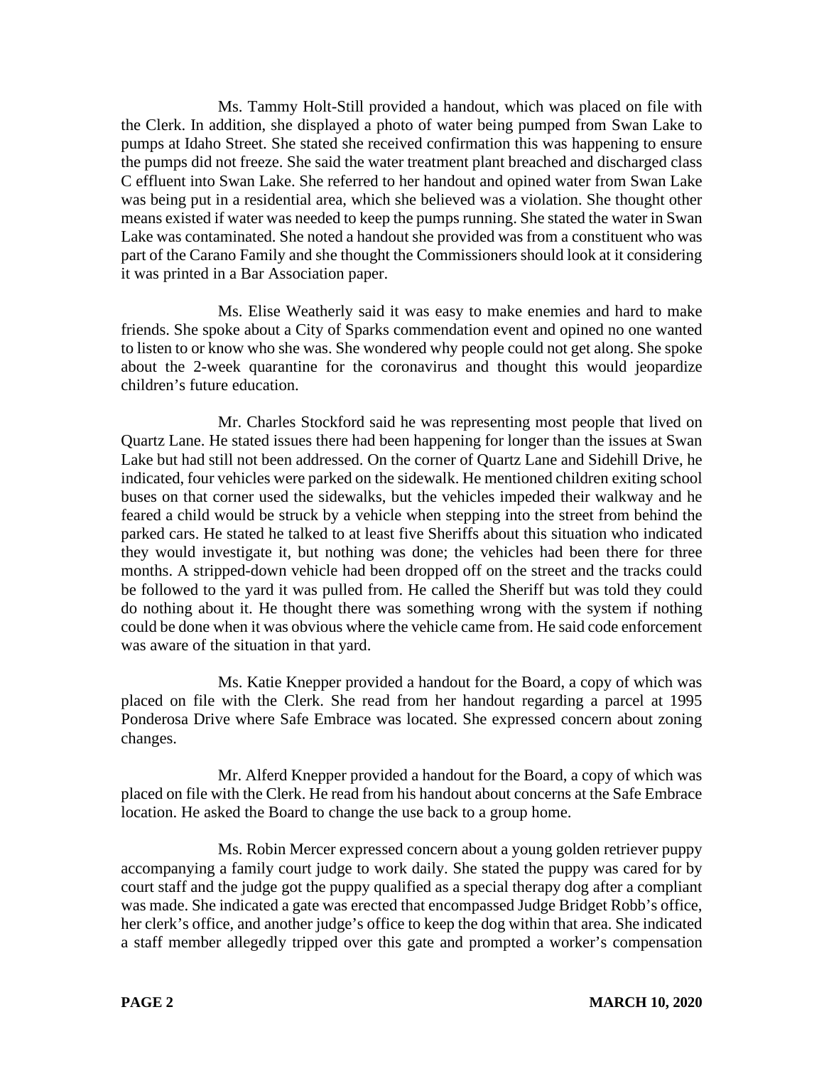Ms. Tammy Holt-Still provided a handout, which was placed on file with the Clerk. In addition, she displayed a photo of water being pumped from Swan Lake to pumps at Idaho Street. She stated she received confirmation this was happening to ensure the pumps did not freeze. She said the water treatment plant breached and discharged class C effluent into Swan Lake. She referred to her handout and opined water from Swan Lake was being put in a residential area, which she believed was a violation. She thought other means existed if water was needed to keep the pumps running. She stated the water in Swan Lake was contaminated. She noted a handout she provided was from a constituent who was part of the Carano Family and she thought the Commissioners should look at it considering it was printed in a Bar Association paper.

Ms. Elise Weatherly said it was easy to make enemies and hard to make friends. She spoke about a City of Sparks commendation event and opined no one wanted to listen to or know who she was. She wondered why people could not get along. She spoke about the 2-week quarantine for the coronavirus and thought this would jeopardize children's future education.

Mr. Charles Stockford said he was representing most people that lived on Quartz Lane. He stated issues there had been happening for longer than the issues at Swan Lake but had still not been addressed. On the corner of Quartz Lane and Sidehill Drive, he indicated, four vehicles were parked on the sidewalk. He mentioned children exiting school buses on that corner used the sidewalks, but the vehicles impeded their walkway and he feared a child would be struck by a vehicle when stepping into the street from behind the parked cars. He stated he talked to at least five Sheriffs about this situation who indicated they would investigate it, but nothing was done; the vehicles had been there for three months. A stripped-down vehicle had been dropped off on the street and the tracks could be followed to the yard it was pulled from. He called the Sheriff but was told they could do nothing about it. He thought there was something wrong with the system if nothing could be done when it was obvious where the vehicle came from. He said code enforcement was aware of the situation in that yard.

Ms. Katie Knepper provided a handout for the Board, a copy of which was placed on file with the Clerk. She read from her handout regarding a parcel at 1995 Ponderosa Drive where Safe Embrace was located. She expressed concern about zoning changes.

Mr. Alferd Knepper provided a handout for the Board, a copy of which was placed on file with the Clerk. He read from his handout about concerns at the Safe Embrace location. He asked the Board to change the use back to a group home.

Ms. Robin Mercer expressed concern about a young golden retriever puppy accompanying a family court judge to work daily. She stated the puppy was cared for by court staff and the judge got the puppy qualified as a special therapy dog after a compliant was made. She indicated a gate was erected that encompassed Judge Bridget Robb's office, her clerk's office, and another judge's office to keep the dog within that area. She indicated a staff member allegedly tripped over this gate and prompted a worker's compensation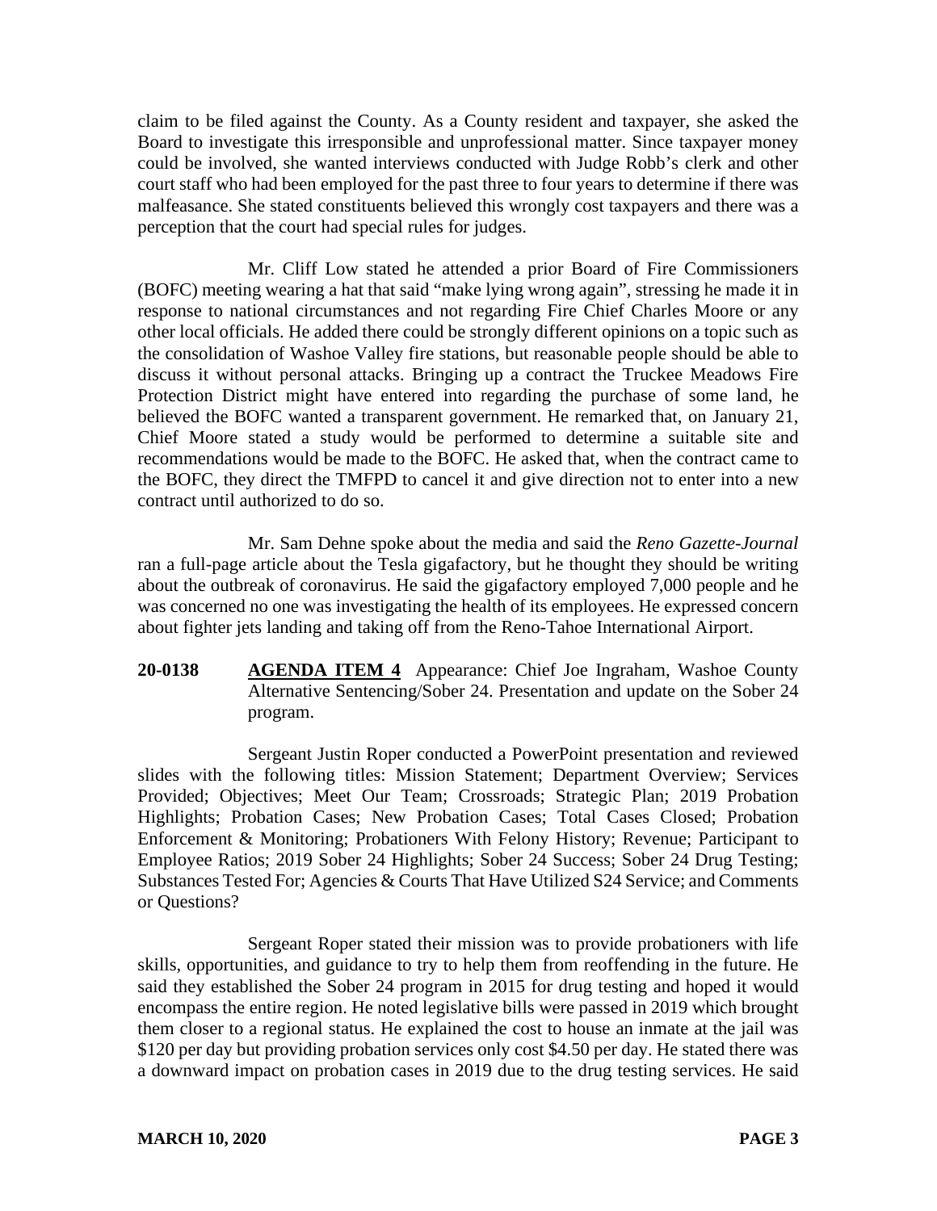claim to be filed against the County. As a County resident and taxpayer, she asked the Board to investigate this irresponsible and unprofessional matter. Since taxpayer money could be involved, she wanted interviews conducted with Judge Robb's clerk and other court staff who had been employed for the past three to four years to determine if there was malfeasance. She stated constituents believed this wrongly cost taxpayers and there was a perception that the court had special rules for judges.

Mr. Cliff Low stated he attended a prior Board of Fire Commissioners (BOFC) meeting wearing a hat that said "make lying wrong again", stressing he made it in response to national circumstances and not regarding Fire Chief Charles Moore or any other local officials. He added there could be strongly different opinions on a topic such as the consolidation of Washoe Valley fire stations, but reasonable people should be able to discuss it without personal attacks. Bringing up a contract the Truckee Meadows Fire Protection District might have entered into regarding the purchase of some land, he believed the BOFC wanted a transparent government. He remarked that, on January 21, Chief Moore stated a study would be performed to determine a suitable site and recommendations would be made to the BOFC. He asked that, when the contract came to the BOFC, they direct the TMFPD to cancel it and give direction not to enter into a new contract until authorized to do so.

Mr. Sam Dehne spoke about the media and said the *Reno Gazette-Journal* ran a full-page article about the Tesla gigafactory, but he thought they should be writing about the outbreak of coronavirus. He said the gigafactory employed 7,000 people and he was concerned no one was investigating the health of its employees. He expressed concern about fighter jets landing and taking off from the Reno-Tahoe International Airport.

**20-0138** **AGENDA ITEM 4** Appearance: Chief Joe Ingraham, Washoe County Alternative Sentencing/Sober 24. Presentation and update on the Sober 24 program.

Sergeant Justin Roper conducted a PowerPoint presentation and reviewed slides with the following titles: Mission Statement; Department Overview; Services Provided; Objectives; Meet Our Team; Crossroads; Strategic Plan; 2019 Probation Highlights; Probation Cases; New Probation Cases; Total Cases Closed; Probation Enforcement & Monitoring; Probationers With Felony History; Revenue; Participant to Employee Ratios; 2019 Sober 24 Highlights; Sober 24 Success; Sober 24 Drug Testing; Substances Tested For; Agencies & Courts That Have Utilized S24 Service; and Comments or Questions?

Sergeant Roper stated their mission was to provide probationers with life skills, opportunities, and guidance to try to help them from reoffending in the future. He said they established the Sober 24 program in 2015 for drug testing and hoped it would encompass the entire region. He noted legislative bills were passed in 2019 which brought them closer to a regional status. He explained the cost to house an inmate at the jail was $120 per day but providing probation services only cost $4.50 per day. He stated there was a downward impact on probation cases in 2019 due to the drug testing services. He said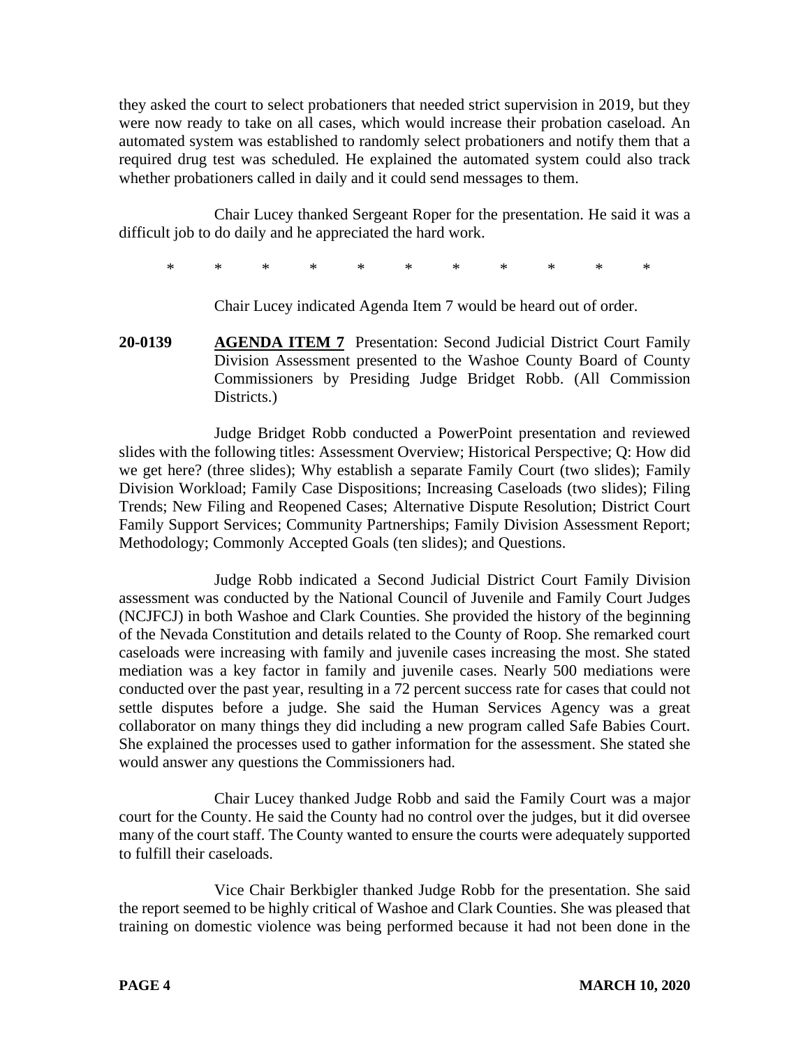they asked the court to select probationers that needed strict supervision in 2019, but they were now ready to take on all cases, which would increase their probation caseload. An automated system was established to randomly select probationers and notify them that a required drug test was scheduled. He explained the automated system could also track whether probationers called in daily and it could send messages to them.

Chair Lucey thanked Sergeant Roper for the presentation. He said it was a difficult job to do daily and he appreciated the hard work.

\* \* \* \* \* \* \* \* \* \* \*

Chair Lucey indicated Agenda Item 7 would be heard out of order.

**20-0139** **AGENDA ITEM 7** Presentation: Second Judicial District Court Family Division Assessment presented to the Washoe County Board of County Commissioners by Presiding Judge Bridget Robb. (All Commission Districts.)

Judge Bridget Robb conducted a PowerPoint presentation and reviewed slides with the following titles: Assessment Overview; Historical Perspective; Q: How did we get here? (three slides); Why establish a separate Family Court (two slides); Family Division Workload; Family Case Dispositions; Increasing Caseloads (two slides); Filing Trends; New Filing and Reopened Cases; Alternative Dispute Resolution; District Court Family Support Services; Community Partnerships; Family Division Assessment Report; Methodology; Commonly Accepted Goals (ten slides); and Questions.

Judge Robb indicated a Second Judicial District Court Family Division assessment was conducted by the National Council of Juvenile and Family Court Judges (NCJFCJ) in both Washoe and Clark Counties. She provided the history of the beginning of the Nevada Constitution and details related to the County of Roop. She remarked court caseloads were increasing with family and juvenile cases increasing the most. She stated mediation was a key factor in family and juvenile cases. Nearly 500 mediations were conducted over the past year, resulting in a 72 percent success rate for cases that could not settle disputes before a judge. She said the Human Services Agency was a great collaborator on many things they did including a new program called Safe Babies Court. She explained the processes used to gather information for the assessment. She stated she would answer any questions the Commissioners had.

Chair Lucey thanked Judge Robb and said the Family Court was a major court for the County. He said the County had no control over the judges, but it did oversee many of the court staff. The County wanted to ensure the courts were adequately supported to fulfill their caseloads.

Vice Chair Berkbigler thanked Judge Robb for the presentation. She said the report seemed to be highly critical of Washoe and Clark Counties. She was pleased that training on domestic violence was being performed because it had not been done in the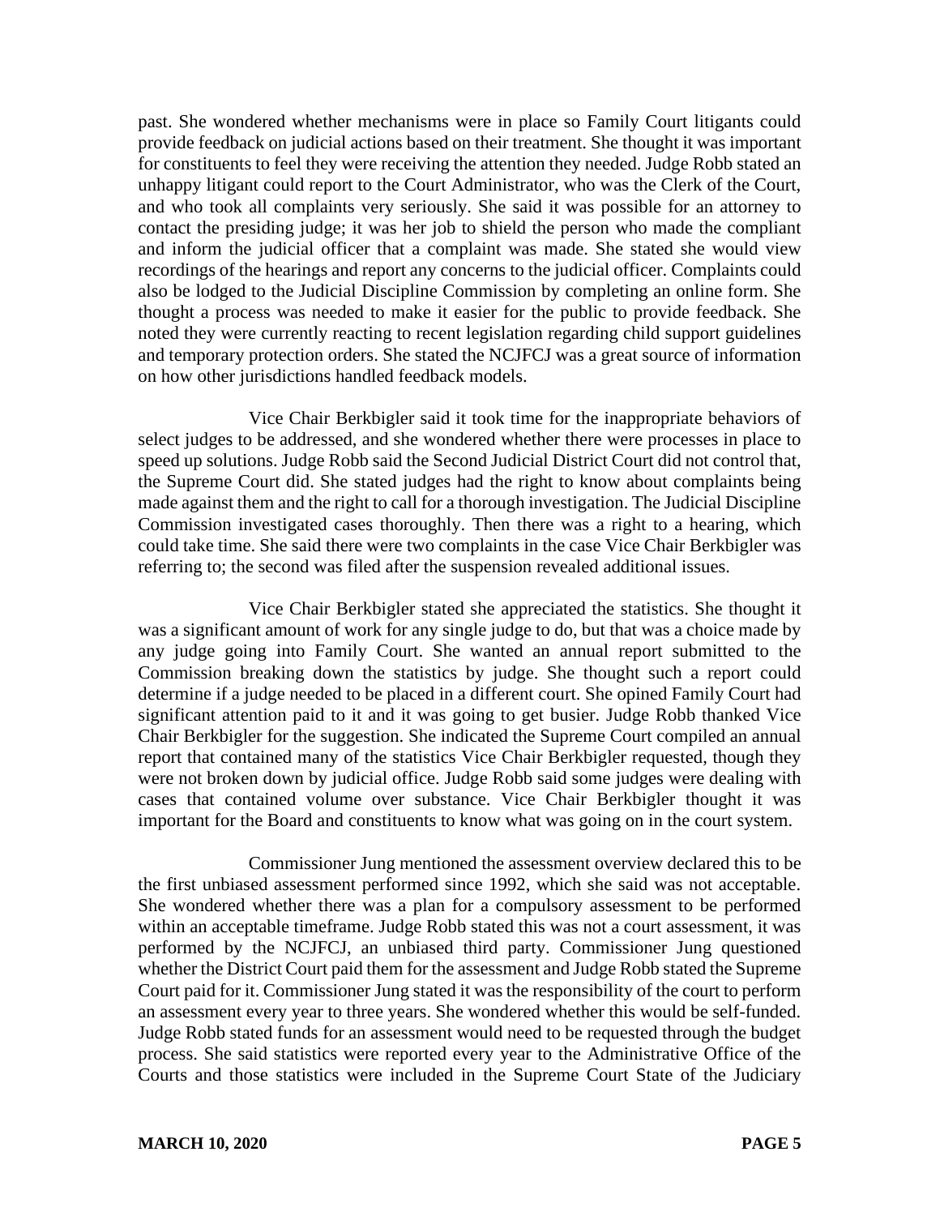past. She wondered whether mechanisms were in place so Family Court litigants could provide feedback on judicial actions based on their treatment. She thought it was important for constituents to feel they were receiving the attention they needed. Judge Robb stated an unhappy litigant could report to the Court Administrator, who was the Clerk of the Court, and who took all complaints very seriously. She said it was possible for an attorney to contact the presiding judge; it was her job to shield the person who made the compliant and inform the judicial officer that a complaint was made. She stated she would view recordings of the hearings and report any concerns to the judicial officer. Complaints could also be lodged to the Judicial Discipline Commission by completing an online form. She thought a process was needed to make it easier for the public to provide feedback. She noted they were currently reacting to recent legislation regarding child support guidelines and temporary protection orders. She stated the NCJFCJ was a great source of information on how other jurisdictions handled feedback models.

Vice Chair Berkbigler said it took time for the inappropriate behaviors of select judges to be addressed, and she wondered whether there were processes in place to speed up solutions. Judge Robb said the Second Judicial District Court did not control that, the Supreme Court did. She stated judges had the right to know about complaints being made against them and the right to call for a thorough investigation. The Judicial Discipline Commission investigated cases thoroughly. Then there was a right to a hearing, which could take time. She said there were two complaints in the case Vice Chair Berkbigler was referring to; the second was filed after the suspension revealed additional issues.

Vice Chair Berkbigler stated she appreciated the statistics. She thought it was a significant amount of work for any single judge to do, but that was a choice made by any judge going into Family Court. She wanted an annual report submitted to the Commission breaking down the statistics by judge. She thought such a report could determine if a judge needed to be placed in a different court. She opined Family Court had significant attention paid to it and it was going to get busier. Judge Robb thanked Vice Chair Berkbigler for the suggestion. She indicated the Supreme Court compiled an annual report that contained many of the statistics Vice Chair Berkbigler requested, though they were not broken down by judicial office. Judge Robb said some judges were dealing with cases that contained volume over substance. Vice Chair Berkbigler thought it was important for the Board and constituents to know what was going on in the court system.

Commissioner Jung mentioned the assessment overview declared this to be the first unbiased assessment performed since 1992, which she said was not acceptable. She wondered whether there was a plan for a compulsory assessment to be performed within an acceptable timeframe. Judge Robb stated this was not a court assessment, it was performed by the NCJFCJ, an unbiased third party. Commissioner Jung questioned whether the District Court paid them for the assessment and Judge Robb stated the Supreme Court paid for it. Commissioner Jung stated it was the responsibility of the court to perform an assessment every year to three years. She wondered whether this would be self-funded. Judge Robb stated funds for an assessment would need to be requested through the budget process. She said statistics were reported every year to the Administrative Office of the Courts and those statistics were included in the Supreme Court State of the Judiciary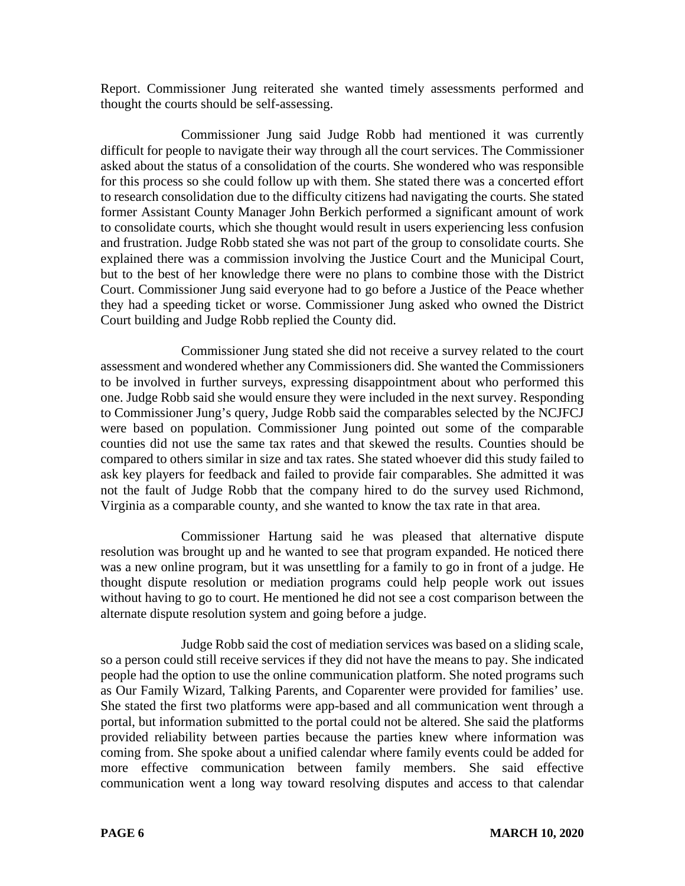Report. Commissioner Jung reiterated she wanted timely assessments performed and thought the courts should be self-assessing.

Commissioner Jung said Judge Robb had mentioned it was currently difficult for people to navigate their way through all the court services. The Commissioner asked about the status of a consolidation of the courts. She wondered who was responsible for this process so she could follow up with them. She stated there was a concerted effort to research consolidation due to the difficulty citizens had navigating the courts. She stated former Assistant County Manager John Berkich performed a significant amount of work to consolidate courts, which she thought would result in users experiencing less confusion and frustration. Judge Robb stated she was not part of the group to consolidate courts. She explained there was a commission involving the Justice Court and the Municipal Court, but to the best of her knowledge there were no plans to combine those with the District Court. Commissioner Jung said everyone had to go before a Justice of the Peace whether they had a speeding ticket or worse. Commissioner Jung asked who owned the District Court building and Judge Robb replied the County did.

Commissioner Jung stated she did not receive a survey related to the court assessment and wondered whether any Commissioners did. She wanted the Commissioners to be involved in further surveys, expressing disappointment about who performed this one. Judge Robb said she would ensure they were included in the next survey. Responding to Commissioner Jung's query, Judge Robb said the comparables selected by the NCJFCJ were based on population. Commissioner Jung pointed out some of the comparable counties did not use the same tax rates and that skewed the results. Counties should be compared to others similar in size and tax rates. She stated whoever did this study failed to ask key players for feedback and failed to provide fair comparables. She admitted it was not the fault of Judge Robb that the company hired to do the survey used Richmond, Virginia as a comparable county, and she wanted to know the tax rate in that area.

Commissioner Hartung said he was pleased that alternative dispute resolution was brought up and he wanted to see that program expanded. He noticed there was a new online program, but it was unsettling for a family to go in front of a judge. He thought dispute resolution or mediation programs could help people work out issues without having to go to court. He mentioned he did not see a cost comparison between the alternate dispute resolution system and going before a judge.

Judge Robb said the cost of mediation services was based on a sliding scale, so a person could still receive services if they did not have the means to pay. She indicated people had the option to use the online communication platform. She noted programs such as Our Family Wizard, Talking Parents, and Coparenter were provided for families' use. She stated the first two platforms were app-based and all communication went through a portal, but information submitted to the portal could not be altered. She said the platforms provided reliability between parties because the parties knew where information was coming from. She spoke about a unified calendar where family events could be added for more effective communication between family members. She said effective communication went a long way toward resolving disputes and access to that calendar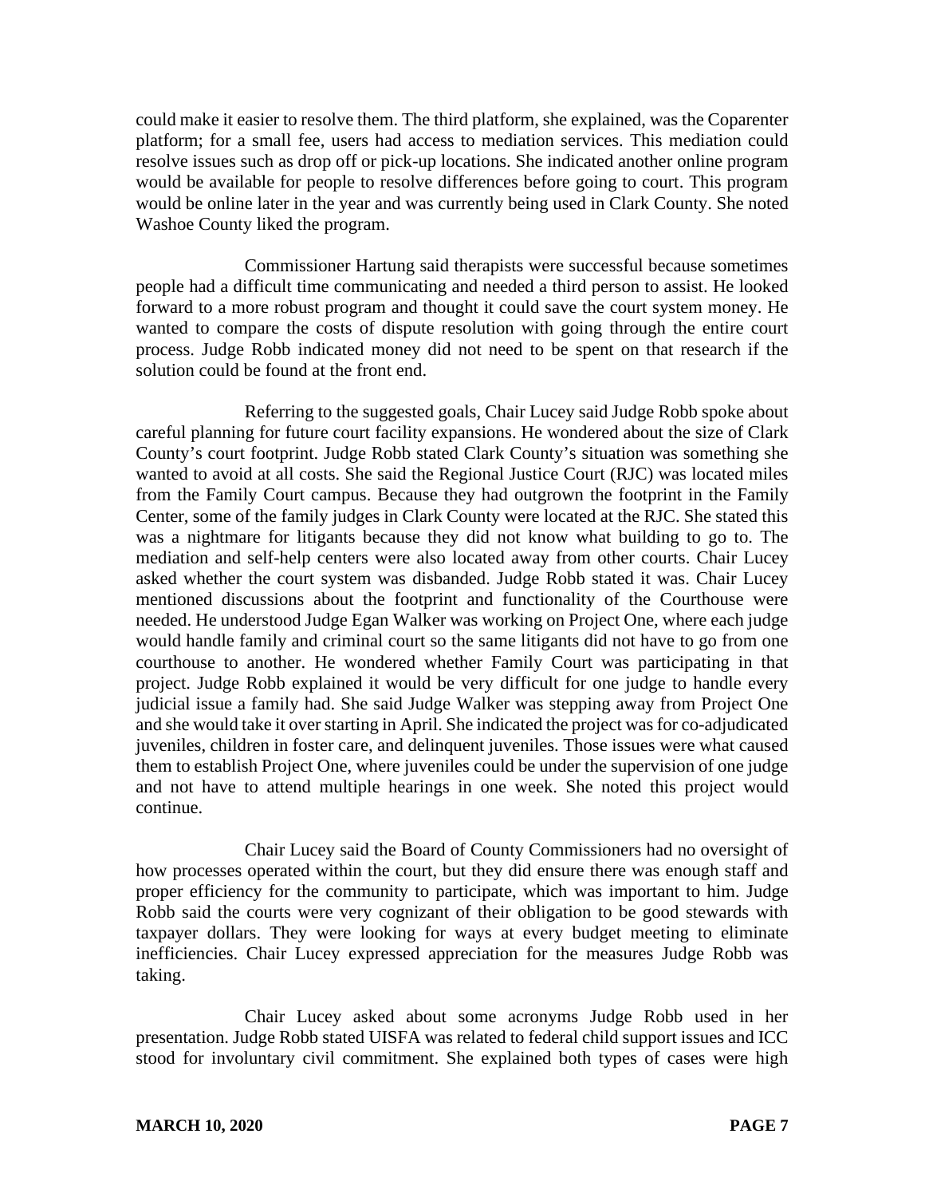could make it easier to resolve them. The third platform, she explained, was the Coparenter platform; for a small fee, users had access to mediation services. This mediation could resolve issues such as drop off or pick-up locations. She indicated another online program would be available for people to resolve differences before going to court. This program would be online later in the year and was currently being used in Clark County. She noted Washoe County liked the program.

Commissioner Hartung said therapists were successful because sometimes people had a difficult time communicating and needed a third person to assist. He looked forward to a more robust program and thought it could save the court system money. He wanted to compare the costs of dispute resolution with going through the entire court process. Judge Robb indicated money did not need to be spent on that research if the solution could be found at the front end.

Referring to the suggested goals, Chair Lucey said Judge Robb spoke about careful planning for future court facility expansions. He wondered about the size of Clark County's court footprint. Judge Robb stated Clark County's situation was something she wanted to avoid at all costs. She said the Regional Justice Court (RJC) was located miles from the Family Court campus. Because they had outgrown the footprint in the Family Center, some of the family judges in Clark County were located at the RJC. She stated this was a nightmare for litigants because they did not know what building to go to. The mediation and self-help centers were also located away from other courts. Chair Lucey asked whether the court system was disbanded. Judge Robb stated it was. Chair Lucey mentioned discussions about the footprint and functionality of the Courthouse were needed. He understood Judge Egan Walker was working on Project One, where each judge would handle family and criminal court so the same litigants did not have to go from one courthouse to another. He wondered whether Family Court was participating in that project. Judge Robb explained it would be very difficult for one judge to handle every judicial issue a family had. She said Judge Walker was stepping away from Project One and she would take it over starting in April. She indicated the project was for co-adjudicated juveniles, children in foster care, and delinquent juveniles. Those issues were what caused them to establish Project One, where juveniles could be under the supervision of one judge and not have to attend multiple hearings in one week. She noted this project would continue.

Chair Lucey said the Board of County Commissioners had no oversight of how processes operated within the court, but they did ensure there was enough staff and proper efficiency for the community to participate, which was important to him. Judge Robb said the courts were very cognizant of their obligation to be good stewards with taxpayer dollars. They were looking for ways at every budget meeting to eliminate inefficiencies. Chair Lucey expressed appreciation for the measures Judge Robb was taking.

Chair Lucey asked about some acronyms Judge Robb used in her presentation. Judge Robb stated UISFA was related to federal child support issues and ICC stood for involuntary civil commitment. She explained both types of cases were high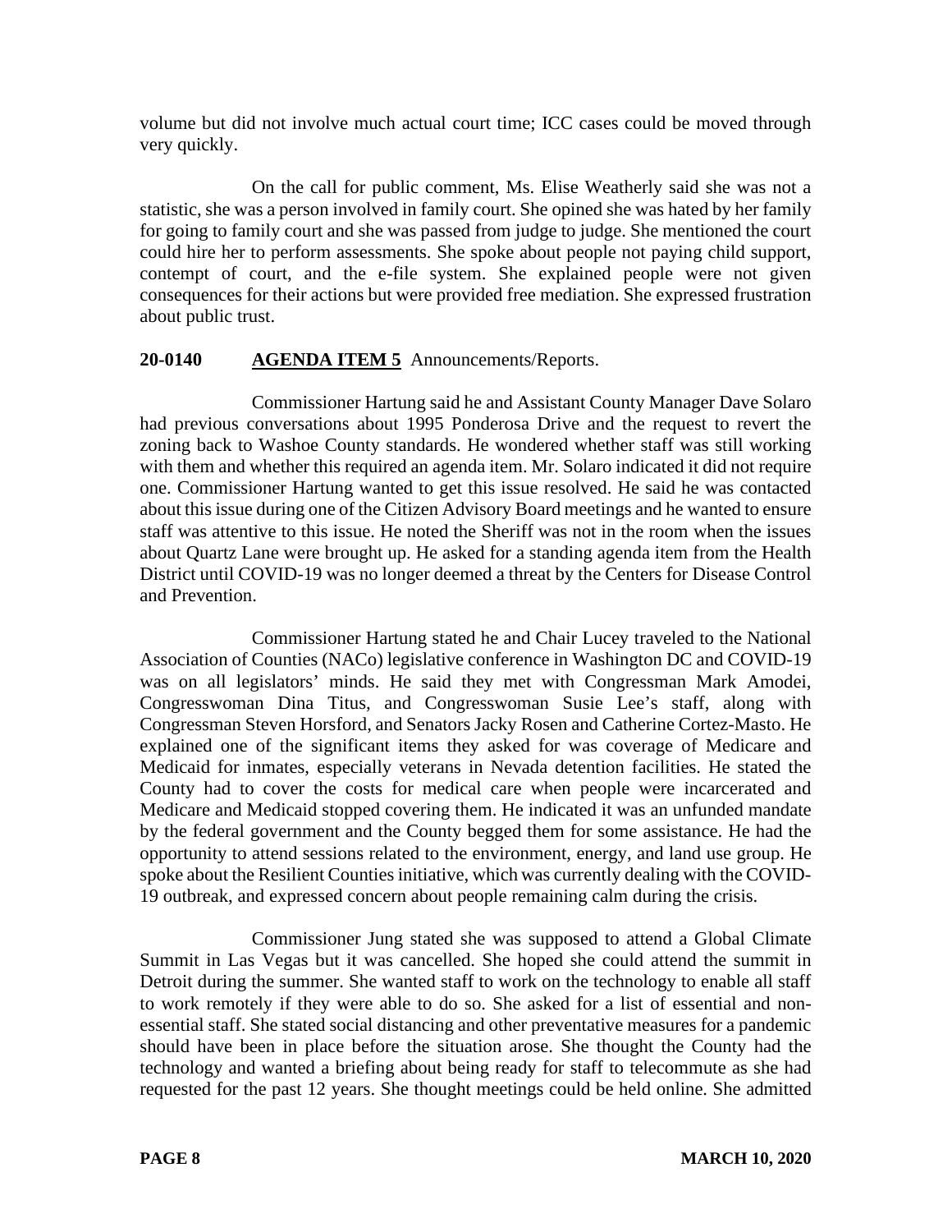volume but did not involve much actual court time; ICC cases could be moved through very quickly.

On the call for public comment, Ms. Elise Weatherly said she was not a statistic, she was a person involved in family court. She opined she was hated by her family for going to family court and she was passed from judge to judge. She mentioned the court could hire her to perform assessments. She spoke about people not paying child support, contempt of court, and the e-file system. She explained people were not given consequences for their actions but were provided free mediation. She expressed frustration about public trust.

**20-0140 AGENDA ITEM 5** Announcements/Reports.

Commissioner Hartung said he and Assistant County Manager Dave Solaro had previous conversations about 1995 Ponderosa Drive and the request to revert the zoning back to Washoe County standards. He wondered whether staff was still working with them and whether this required an agenda item. Mr. Solaro indicated it did not require one. Commissioner Hartung wanted to get this issue resolved. He said he was contacted about this issue during one of the Citizen Advisory Board meetings and he wanted to ensure staff was attentive to this issue. He noted the Sheriff was not in the room when the issues about Quartz Lane were brought up. He asked for a standing agenda item from the Health District until COVID-19 was no longer deemed a threat by the Centers for Disease Control and Prevention.

Commissioner Hartung stated he and Chair Lucey traveled to the National Association of Counties (NACo) legislative conference in Washington DC and COVID-19 was on all legislators' minds. He said they met with Congressman Mark Amodei, Congresswoman Dina Titus, and Congresswoman Susie Lee's staff, along with Congressman Steven Horsford, and Senators Jacky Rosen and Catherine Cortez-Masto. He explained one of the significant items they asked for was coverage of Medicare and Medicaid for inmates, especially veterans in Nevada detention facilities. He stated the County had to cover the costs for medical care when people were incarcerated and Medicare and Medicaid stopped covering them. He indicated it was an unfunded mandate by the federal government and the County begged them for some assistance. He had the opportunity to attend sessions related to the environment, energy, and land use group. He spoke about the Resilient Counties initiative, which was currently dealing with the COVID-19 outbreak, and expressed concern about people remaining calm during the crisis.

Commissioner Jung stated she was supposed to attend a Global Climate Summit in Las Vegas but it was cancelled. She hoped she could attend the summit in Detroit during the summer. She wanted staff to work on the technology to enable all staff to work remotely if they were able to do so. She asked for a list of essential and non-essential staff. She stated social distancing and other preventative measures for a pandemic should have been in place before the situation arose. She thought the County had the technology and wanted a briefing about being ready for staff to telecommute as she had requested for the past 12 years. She thought meetings could be held online. She admitted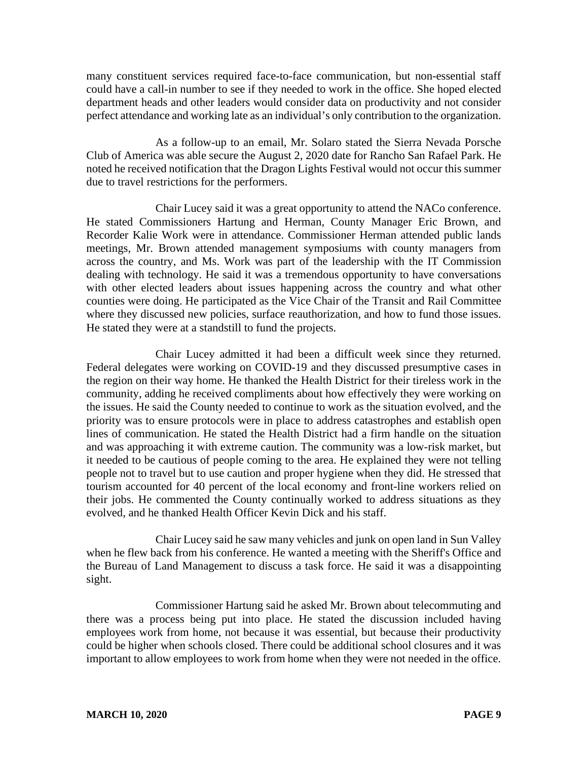many constituent services required face-to-face communication, but non-essential staff could have a call-in number to see if they needed to work in the office. She hoped elected department heads and other leaders would consider data on productivity and not consider perfect attendance and working late as an individual's only contribution to the organization.

As a follow-up to an email, Mr. Solaro stated the Sierra Nevada Porsche Club of America was able secure the August 2, 2020 date for Rancho San Rafael Park. He noted he received notification that the Dragon Lights Festival would not occur this summer due to travel restrictions for the performers.

Chair Lucey said it was a great opportunity to attend the NACo conference. He stated Commissioners Hartung and Herman, County Manager Eric Brown, and Recorder Kalie Work were in attendance. Commissioner Herman attended public lands meetings, Mr. Brown attended management symposiums with county managers from across the country, and Ms. Work was part of the leadership with the IT Commission dealing with technology. He said it was a tremendous opportunity to have conversations with other elected leaders about issues happening across the country and what other counties were doing. He participated as the Vice Chair of the Transit and Rail Committee where they discussed new policies, surface reauthorization, and how to fund those issues. He stated they were at a standstill to fund the projects.

Chair Lucey admitted it had been a difficult week since they returned. Federal delegates were working on COVID-19 and they discussed presumptive cases in the region on their way home. He thanked the Health District for their tireless work in the community, adding he received compliments about how effectively they were working on the issues. He said the County needed to continue to work as the situation evolved, and the priority was to ensure protocols were in place to address catastrophes and establish open lines of communication. He stated the Health District had a firm handle on the situation and was approaching it with extreme caution. The community was a low-risk market, but it needed to be cautious of people coming to the area. He explained they were not telling people not to travel but to use caution and proper hygiene when they did. He stressed that tourism accounted for 40 percent of the local economy and front-line workers relied on their jobs. He commented the County continually worked to address situations as they evolved, and he thanked Health Officer Kevin Dick and his staff.

Chair Lucey said he saw many vehicles and junk on open land in Sun Valley when he flew back from his conference. He wanted a meeting with the Sheriff's Office and the Bureau of Land Management to discuss a task force. He said it was a disappointing sight.

Commissioner Hartung said he asked Mr. Brown about telecommuting and there was a process being put into place. He stated the discussion included having employees work from home, not because it was essential, but because their productivity could be higher when schools closed. There could be additional school closures and it was important to allow employees to work from home when they were not needed in the office.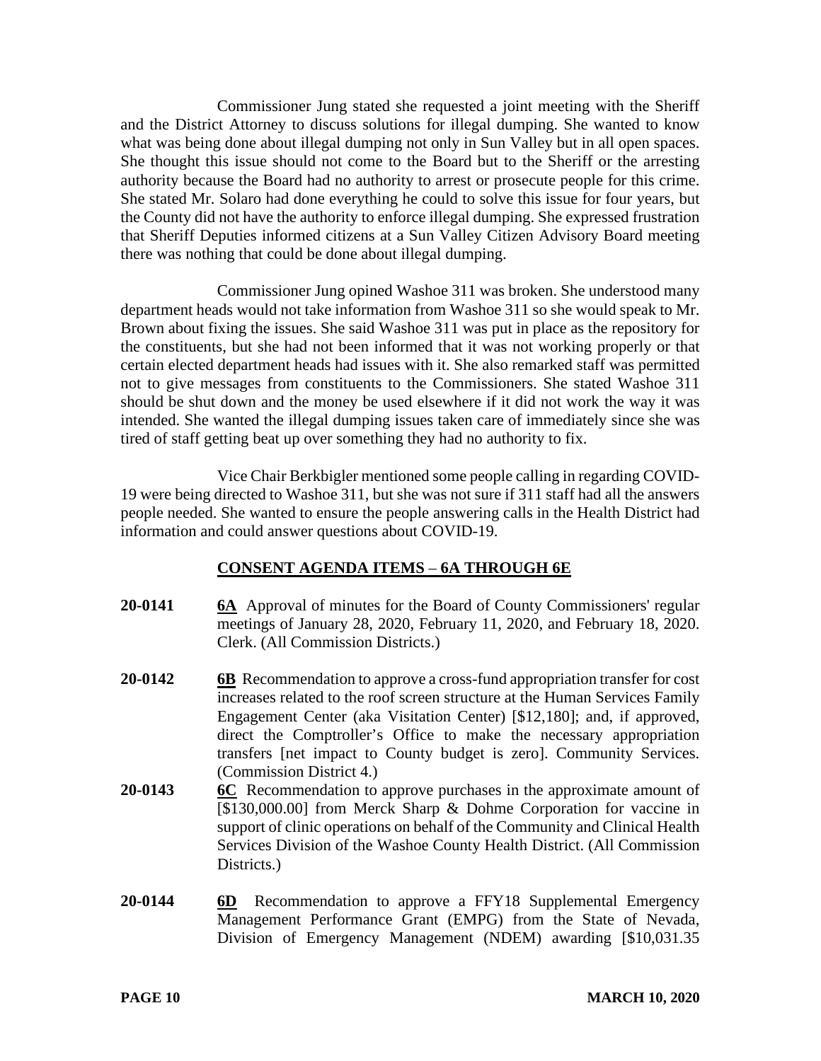Commissioner Jung stated she requested a joint meeting with the Sheriff and the District Attorney to discuss solutions for illegal dumping. She wanted to know what was being done about illegal dumping not only in Sun Valley but in all open spaces. She thought this issue should not come to the Board but to the Sheriff or the arresting authority because the Board had no authority to arrest or prosecute people for this crime. She stated Mr. Solaro had done everything he could to solve this issue for four years, but the County did not have the authority to enforce illegal dumping. She expressed frustration that Sheriff Deputies informed citizens at a Sun Valley Citizen Advisory Board meeting there was nothing that could be done about illegal dumping.

Commissioner Jung opined Washoe 311 was broken. She understood many department heads would not take information from Washoe 311 so she would speak to Mr. Brown about fixing the issues. She said Washoe 311 was put in place as the repository for the constituents, but she had not been informed that it was not working properly or that certain elected department heads had issues with it. She also remarked staff was permitted not to give messages from constituents to the Commissioners. She stated Washoe 311 should be shut down and the money be used elsewhere if it did not work the way it was intended. She wanted the illegal dumping issues taken care of immediately since she was tired of staff getting beat up over something they had no authority to fix.

Vice Chair Berkbigler mentioned some people calling in regarding COVID-19 were being directed to Washoe 311, but she was not sure if 311 staff had all the answers people needed. She wanted to ensure the people answering calls in the Health District had information and could answer questions about COVID-19.

## CONSENT AGENDA ITEMS – 6A THROUGH 6E

**20-0141** **6A** Approval of minutes for the Board of County Commissioners' regular meetings of January 28, 2020, February 11, 2020, and February 18, 2020. Clerk. (All Commission Districts.)

**20-0142** **6B** Recommendation to approve a cross-fund appropriation transfer for cost increases related to the roof screen structure at the Human Services Family Engagement Center (aka Visitation Center) [$12,180]; and, if approved, direct the Comptroller's Office to make the necessary appropriation transfers [net impact to County budget is zero]. Community Services. (Commission District 4.)

**20-0143** **6C** Recommendation to approve purchases in the approximate amount of [$130,000.00] from Merck Sharp & Dohme Corporation for vaccine in support of clinic operations on behalf of the Community and Clinical Health Services Division of the Washoe County Health District. (All Commission Districts.)

**20-0144** **6D** Recommendation to approve a FFY18 Supplemental Emergency Management Performance Grant (EMPG) from the State of Nevada, Division of Emergency Management (NDEM) awarding [$10,031.35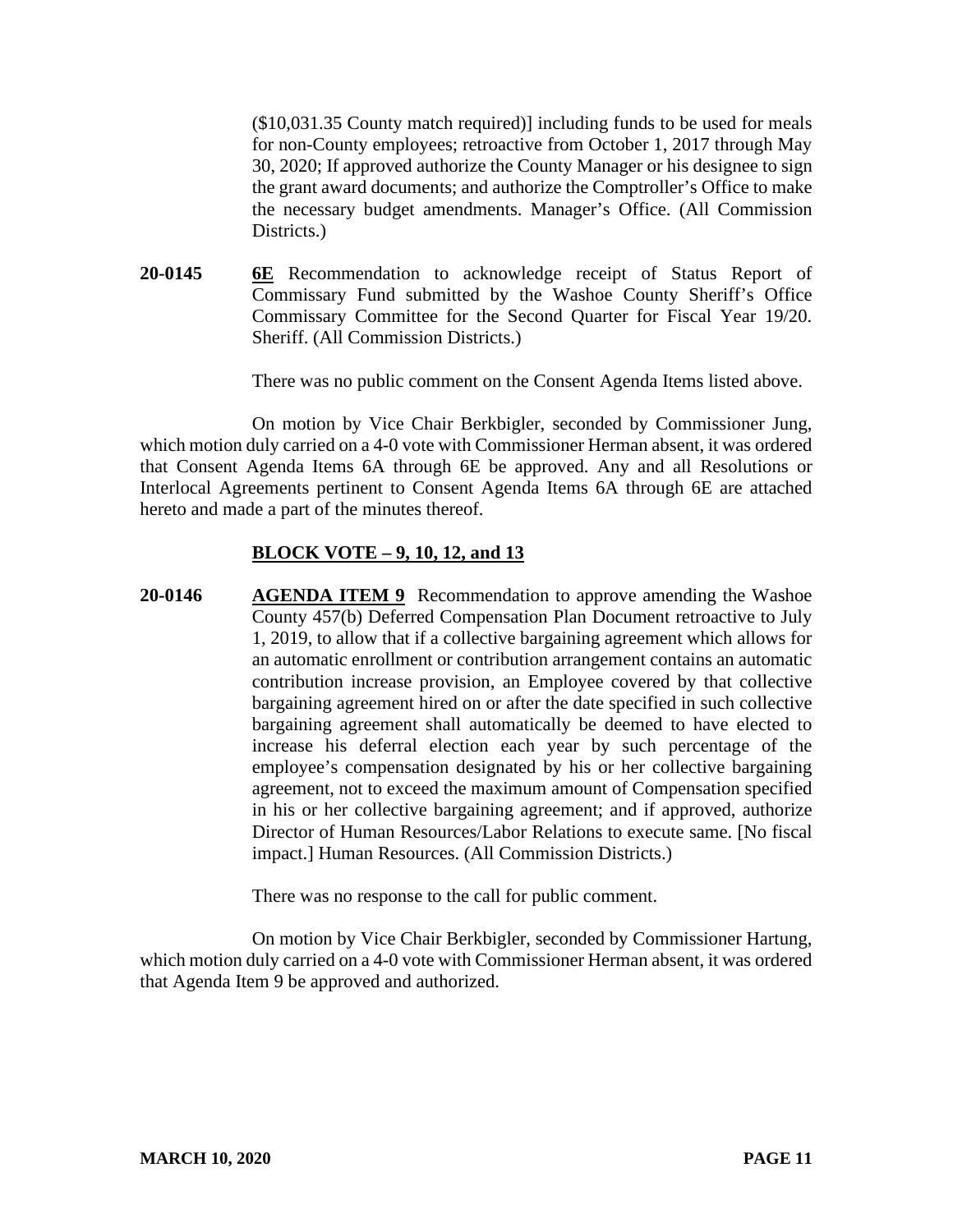($10,031.35 County match required)] including funds to be used for meals for non-County employees; retroactive from October 1, 2017 through May 30, 2020; If approved authorize the County Manager or his designee to sign the grant award documents; and authorize the Comptroller's Office to make the necessary budget amendments. Manager's Office. (All Commission Districts.)

**20-0145** **6E** Recommendation to acknowledge receipt of Status Report of Commissary Fund submitted by the Washoe County Sheriff's Office Commissary Committee for the Second Quarter for Fiscal Year 19/20. Sheriff. (All Commission Districts.)

There was no public comment on the Consent Agenda Items listed above.

On motion by Vice Chair Berkbigler, seconded by Commissioner Jung, which motion duly carried on a 4-0 vote with Commissioner Herman absent, it was ordered that Consent Agenda Items 6A through 6E be approved. Any and all Resolutions or Interlocal Agreements pertinent to Consent Agenda Items 6A through 6E are attached hereto and made a part of the minutes thereof.

## BLOCK VOTE – 9, 10, 12, and 13

**20-0146** **AGENDA ITEM 9** Recommendation to approve amending the Washoe County 457(b) Deferred Compensation Plan Document retroactive to July 1, 2019, to allow that if a collective bargaining agreement which allows for an automatic enrollment or contribution arrangement contains an automatic contribution increase provision, an Employee covered by that collective bargaining agreement hired on or after the date specified in such collective bargaining agreement shall automatically be deemed to have elected to increase his deferral election each year by such percentage of the employee's compensation designated by his or her collective bargaining agreement, not to exceed the maximum amount of Compensation specified in his or her collective bargaining agreement; and if approved, authorize Director of Human Resources/Labor Relations to execute same. [No fiscal impact.] Human Resources. (All Commission Districts.)

There was no response to the call for public comment.

On motion by Vice Chair Berkbigler, seconded by Commissioner Hartung, which motion duly carried on a 4-0 vote with Commissioner Herman absent, it was ordered that Agenda Item 9 be approved and authorized.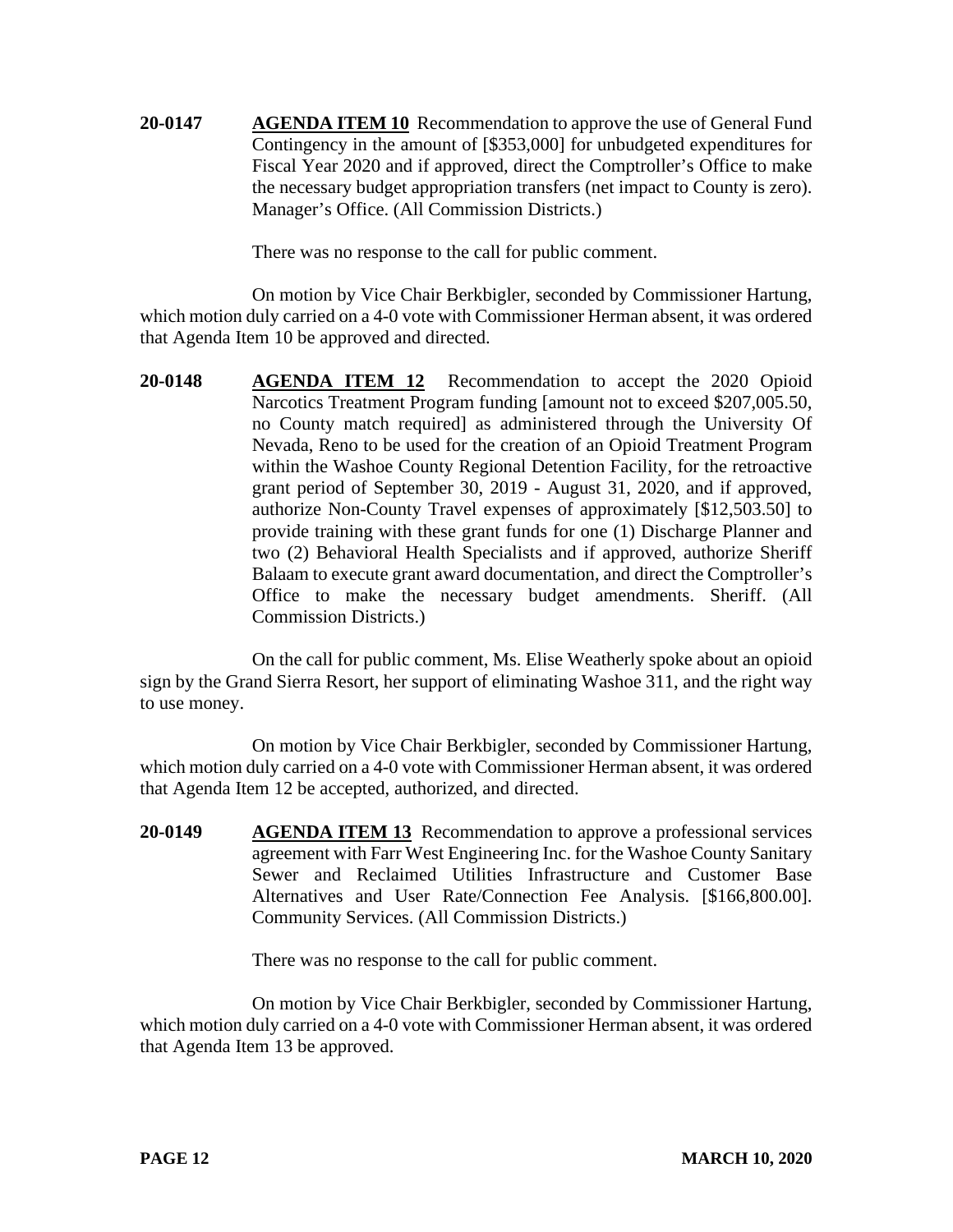**20-0147** **AGENDA ITEM 10** Recommendation to approve the use of General Fund Contingency in the amount of [$353,000] for unbudgeted expenditures for Fiscal Year 2020 and if approved, direct the Comptroller's Office to make the necessary budget appropriation transfers (net impact to County is zero). Manager's Office. (All Commission Districts.)

There was no response to the call for public comment.

On motion by Vice Chair Berkbigler, seconded by Commissioner Hartung, which motion duly carried on a 4-0 vote with Commissioner Herman absent, it was ordered that Agenda Item 10 be approved and directed.

**20-0148** **AGENDA ITEM 12** Recommendation to accept the 2020 Opioid Narcotics Treatment Program funding [amount not to exceed $207,005.50, no County match required] as administered through the University Of Nevada, Reno to be used for the creation of an Opioid Treatment Program within the Washoe County Regional Detention Facility, for the retroactive grant period of September 30, 2019 - August 31, 2020, and if approved, authorize Non-County Travel expenses of approximately [$12,503.50] to provide training with these grant funds for one (1) Discharge Planner and two (2) Behavioral Health Specialists and if approved, authorize Sheriff Balaam to execute grant award documentation, and direct the Comptroller's Office to make the necessary budget amendments. Sheriff. (All Commission Districts.)

On the call for public comment, Ms. Elise Weatherly spoke about an opioid sign by the Grand Sierra Resort, her support of eliminating Washoe 311, and the right way to use money.

On motion by Vice Chair Berkbigler, seconded by Commissioner Hartung, which motion duly carried on a 4-0 vote with Commissioner Herman absent, it was ordered that Agenda Item 12 be accepted, authorized, and directed.

**20-0149** **AGENDA ITEM 13** Recommendation to approve a professional services agreement with Farr West Engineering Inc. for the Washoe County Sanitary Sewer and Reclaimed Utilities Infrastructure and Customer Base Alternatives and User Rate/Connection Fee Analysis. [$166,800.00]. Community Services. (All Commission Districts.)

There was no response to the call for public comment.

On motion by Vice Chair Berkbigler, seconded by Commissioner Hartung, which motion duly carried on a 4-0 vote with Commissioner Herman absent, it was ordered that Agenda Item 13 be approved.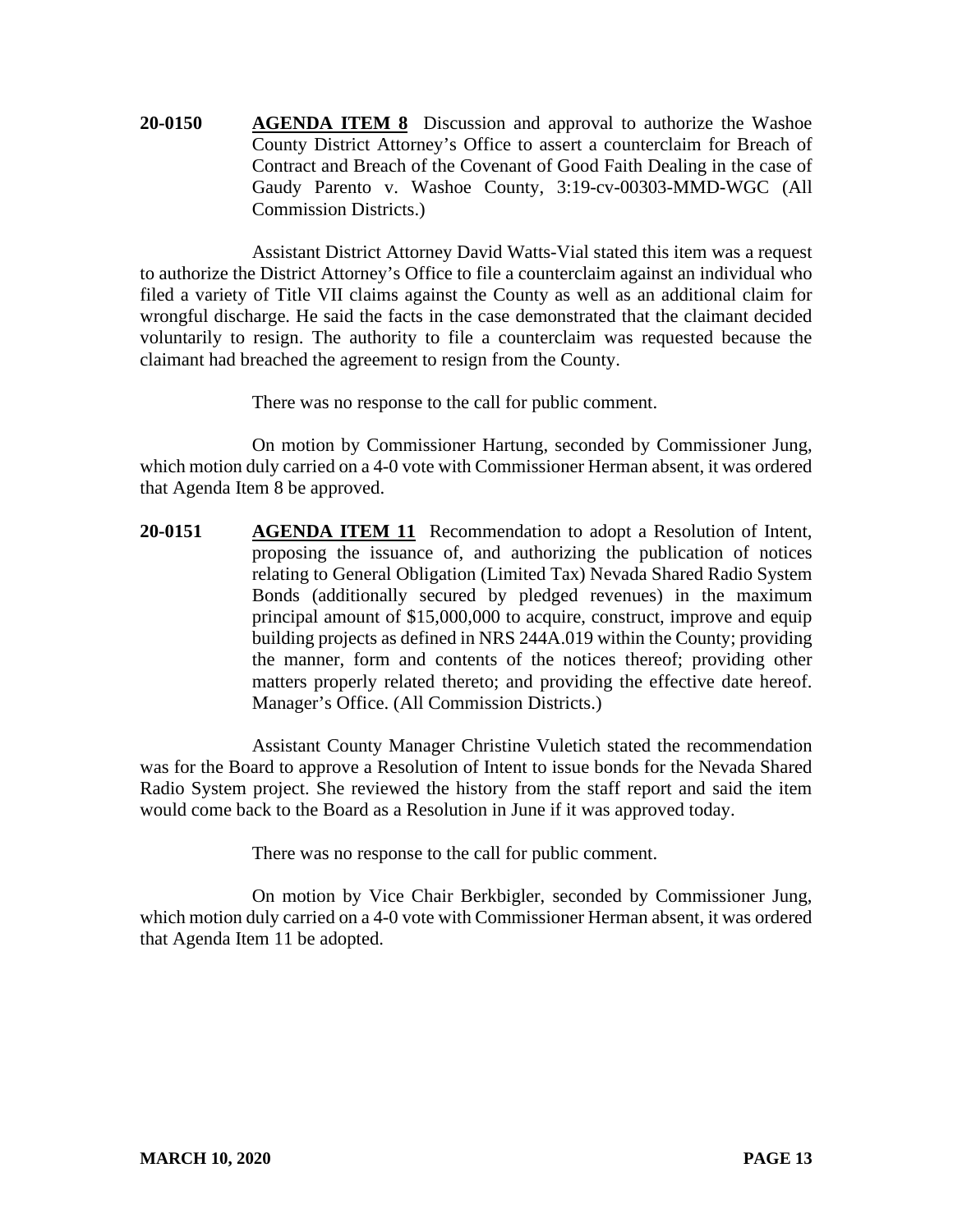**20-0150** **AGENDA ITEM 8** Discussion and approval to authorize the Washoe County District Attorney's Office to assert a counterclaim for Breach of Contract and Breach of the Covenant of Good Faith Dealing in the case of Gaudy Parento v. Washoe County, 3:19-cv-00303-MMD-WGC (All Commission Districts.)

Assistant District Attorney David Watts-Vial stated this item was a request to authorize the District Attorney's Office to file a counterclaim against an individual who filed a variety of Title VII claims against the County as well as an additional claim for wrongful discharge. He said the facts in the case demonstrated that the claimant decided voluntarily to resign. The authority to file a counterclaim was requested because the claimant had breached the agreement to resign from the County.

There was no response to the call for public comment.

On motion by Commissioner Hartung, seconded by Commissioner Jung, which motion duly carried on a 4-0 vote with Commissioner Herman absent, it was ordered that Agenda Item 8 be approved.

**20-0151** **AGENDA ITEM 11** Recommendation to adopt a Resolution of Intent, proposing the issuance of, and authorizing the publication of notices relating to General Obligation (Limited Tax) Nevada Shared Radio System Bonds (additionally secured by pledged revenues) in the maximum principal amount of $15,000,000 to acquire, construct, improve and equip building projects as defined in NRS 244A.019 within the County; providing the manner, form and contents of the notices thereof; providing other matters properly related thereto; and providing the effective date hereof. Manager's Office. (All Commission Districts.)

Assistant County Manager Christine Vuletich stated the recommendation was for the Board to approve a Resolution of Intent to issue bonds for the Nevada Shared Radio System project. She reviewed the history from the staff report and said the item would come back to the Board as a Resolution in June if it was approved today.

There was no response to the call for public comment.

On motion by Vice Chair Berkbigler, seconded by Commissioner Jung, which motion duly carried on a 4-0 vote with Commissioner Herman absent, it was ordered that Agenda Item 11 be adopted.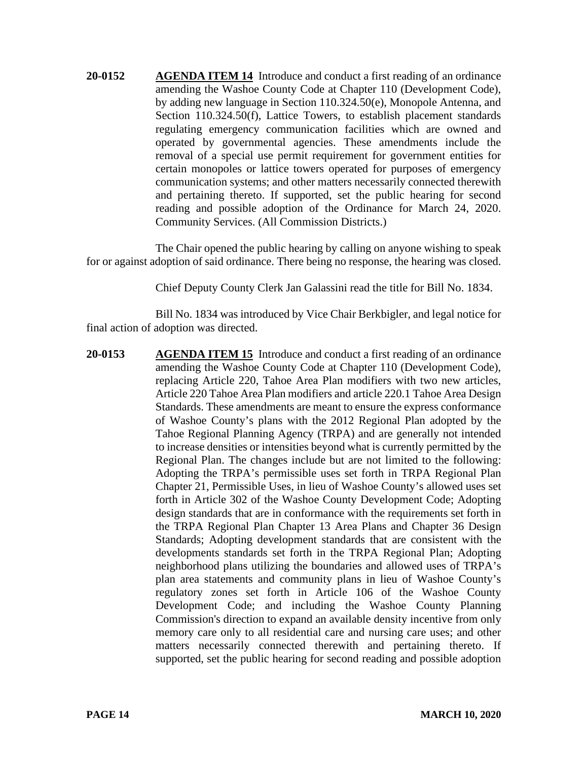**20-0152** **AGENDA ITEM 14** Introduce and conduct a first reading of an ordinance amending the Washoe County Code at Chapter 110 (Development Code), by adding new language in Section 110.324.50(e), Monopole Antenna, and Section 110.324.50(f), Lattice Towers, to establish placement standards regulating emergency communication facilities which are owned and operated by governmental agencies. These amendments include the removal of a special use permit requirement for government entities for certain monopoles or lattice towers operated for purposes of emergency communication systems; and other matters necessarily connected therewith and pertaining thereto. If supported, set the public hearing for second reading and possible adoption of the Ordinance for March 24, 2020. Community Services. (All Commission Districts.)

The Chair opened the public hearing by calling on anyone wishing to speak for or against adoption of said ordinance. There being no response, the hearing was closed.

Chief Deputy County Clerk Jan Galassini read the title for Bill No. 1834.

Bill No. 1834 was introduced by Vice Chair Berkbigler, and legal notice for final action of adoption was directed.

**20-0153** **AGENDA ITEM 15** Introduce and conduct a first reading of an ordinance amending the Washoe County Code at Chapter 110 (Development Code), replacing Article 220, Tahoe Area Plan modifiers with two new articles, Article 220 Tahoe Area Plan modifiers and article 220.1 Tahoe Area Design Standards. These amendments are meant to ensure the express conformance of Washoe County's plans with the 2012 Regional Plan adopted by the Tahoe Regional Planning Agency (TRPA) and are generally not intended to increase densities or intensities beyond what is currently permitted by the Regional Plan. The changes include but are not limited to the following: Adopting the TRPA's permissible uses set forth in TRPA Regional Plan Chapter 21, Permissible Uses, in lieu of Washoe County's allowed uses set forth in Article 302 of the Washoe County Development Code; Adopting design standards that are in conformance with the requirements set forth in the TRPA Regional Plan Chapter 13 Area Plans and Chapter 36 Design Standards; Adopting development standards that are consistent with the developments standards set forth in the TRPA Regional Plan; Adopting neighborhood plans utilizing the boundaries and allowed uses of TRPA's plan area statements and community plans in lieu of Washoe County's regulatory zones set forth in Article 106 of the Washoe County Development Code; and including the Washoe County Planning Commission's direction to expand an available density incentive from only memory care only to all residential care and nursing care uses; and other matters necessarily connected therewith and pertaining thereto. If supported, set the public hearing for second reading and possible adoption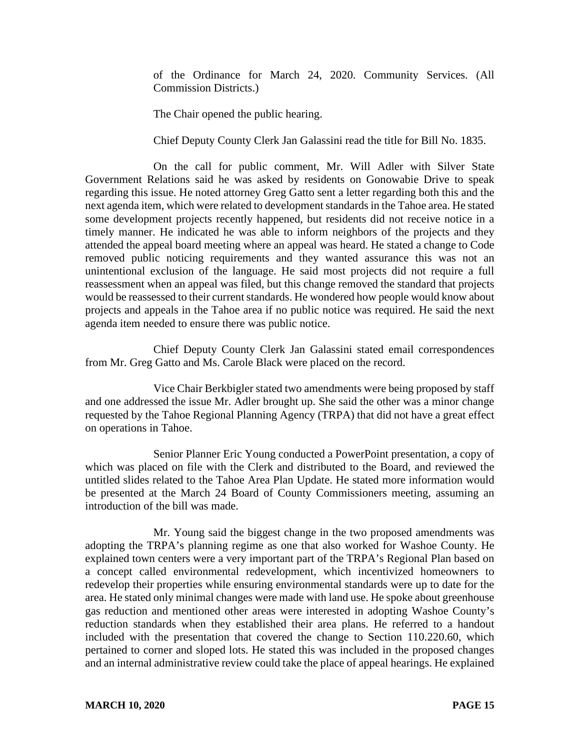of the Ordinance for March 24, 2020. Community Services. (All Commission Districts.)

The Chair opened the public hearing.

Chief Deputy County Clerk Jan Galassini read the title for Bill No. 1835.

On the call for public comment, Mr. Will Adler with Silver State Government Relations said he was asked by residents on Gonowabie Drive to speak regarding this issue. He noted attorney Greg Gatto sent a letter regarding both this and the next agenda item, which were related to development standards in the Tahoe area. He stated some development projects recently happened, but residents did not receive notice in a timely manner. He indicated he was able to inform neighbors of the projects and they attended the appeal board meeting where an appeal was heard. He stated a change to Code removed public noticing requirements and they wanted assurance this was not an unintentional exclusion of the language. He said most projects did not require a full reassessment when an appeal was filed, but this change removed the standard that projects would be reassessed to their current standards. He wondered how people would know about projects and appeals in the Tahoe area if no public notice was required. He said the next agenda item needed to ensure there was public notice.

Chief Deputy County Clerk Jan Galassini stated email correspondences from Mr. Greg Gatto and Ms. Carole Black were placed on the record.

Vice Chair Berkbigler stated two amendments were being proposed by staff and one addressed the issue Mr. Adler brought up. She said the other was a minor change requested by the Tahoe Regional Planning Agency (TRPA) that did not have a great effect on operations in Tahoe.

Senior Planner Eric Young conducted a PowerPoint presentation, a copy of which was placed on file with the Clerk and distributed to the Board, and reviewed the untitled slides related to the Tahoe Area Plan Update. He stated more information would be presented at the March 24 Board of County Commissioners meeting, assuming an introduction of the bill was made.

Mr. Young said the biggest change in the two proposed amendments was adopting the TRPA's planning regime as one that also worked for Washoe County. He explained town centers were a very important part of the TRPA's Regional Plan based on a concept called environmental redevelopment, which incentivized homeowners to redevelop their properties while ensuring environmental standards were up to date for the area. He stated only minimal changes were made with land use. He spoke about greenhouse gas reduction and mentioned other areas were interested in adopting Washoe County's reduction standards when they established their area plans. He referred to a handout included with the presentation that covered the change to Section 110.220.60, which pertained to corner and sloped lots. He stated this was included in the proposed changes and an internal administrative review could take the place of appeal hearings. He explained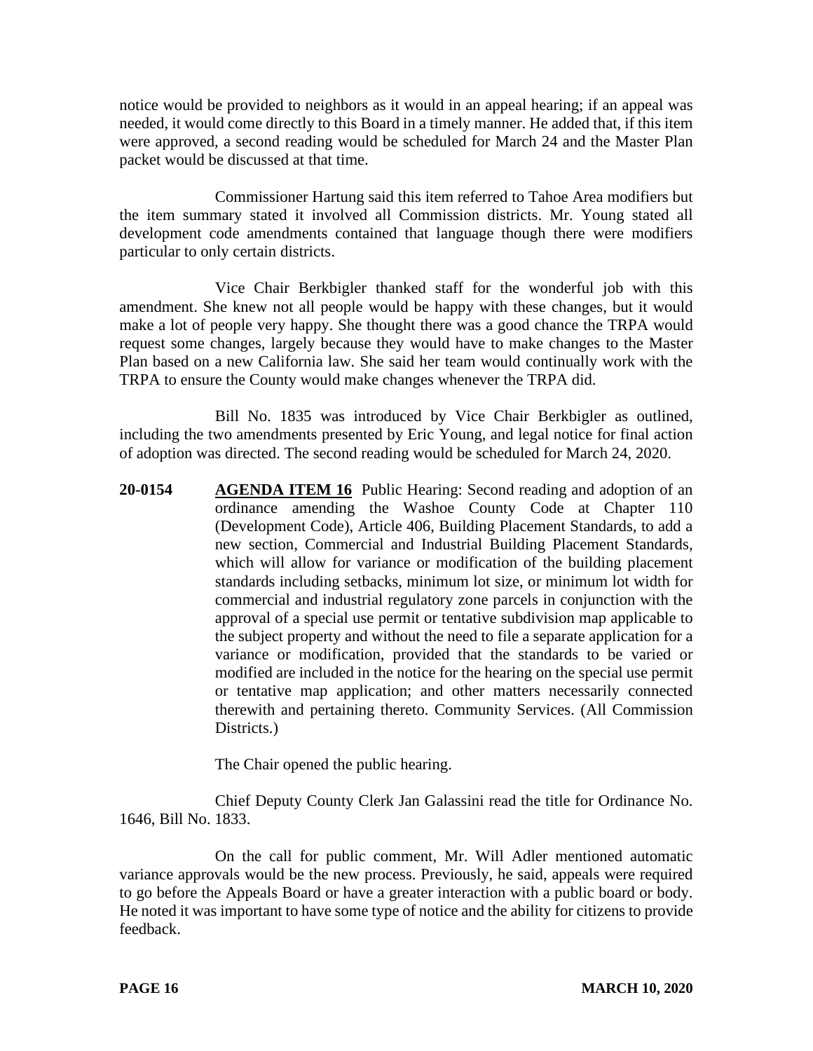notice would be provided to neighbors as it would in an appeal hearing; if an appeal was needed, it would come directly to this Board in a timely manner. He added that, if this item were approved, a second reading would be scheduled for March 24 and the Master Plan packet would be discussed at that time.

Commissioner Hartung said this item referred to Tahoe Area modifiers but the item summary stated it involved all Commission districts. Mr. Young stated all development code amendments contained that language though there were modifiers particular to only certain districts.

Vice Chair Berkbigler thanked staff for the wonderful job with this amendment. She knew not all people would be happy with these changes, but it would make a lot of people very happy. She thought there was a good chance the TRPA would request some changes, largely because they would have to make changes to the Master Plan based on a new California law. She said her team would continually work with the TRPA to ensure the County would make changes whenever the TRPA did.

Bill No. 1835 was introduced by Vice Chair Berkbigler as outlined, including the two amendments presented by Eric Young, and legal notice for final action of adoption was directed. The second reading would be scheduled for March 24, 2020.

**20-0154** **AGENDA ITEM 16** Public Hearing: Second reading and adoption of an ordinance amending the Washoe County Code at Chapter 110 (Development Code), Article 406, Building Placement Standards, to add a new section, Commercial and Industrial Building Placement Standards, which will allow for variance or modification of the building placement standards including setbacks, minimum lot size, or minimum lot width for commercial and industrial regulatory zone parcels in conjunction with the approval of a special use permit or tentative subdivision map applicable to the subject property and without the need to file a separate application for a variance or modification, provided that the standards to be varied or modified are included in the notice for the hearing on the special use permit or tentative map application; and other matters necessarily connected therewith and pertaining thereto. Community Services. (All Commission Districts.)

The Chair opened the public hearing.

Chief Deputy County Clerk Jan Galassini read the title for Ordinance No. 1646, Bill No. 1833.

On the call for public comment, Mr. Will Adler mentioned automatic variance approvals would be the new process. Previously, he said, appeals were required to go before the Appeals Board or have a greater interaction with a public board or body. He noted it was important to have some type of notice and the ability for citizens to provide feedback.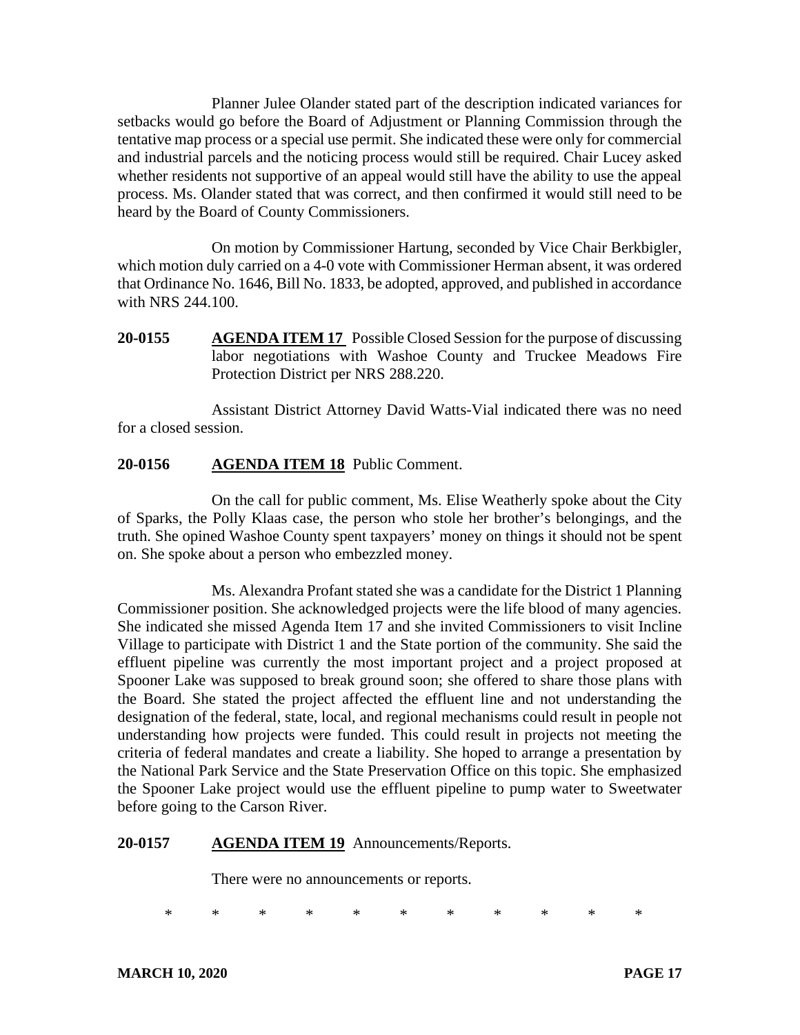Planner Julee Olander stated part of the description indicated variances for setbacks would go before the Board of Adjustment or Planning Commission through the tentative map process or a special use permit. She indicated these were only for commercial and industrial parcels and the noticing process would still be required. Chair Lucey asked whether residents not supportive of an appeal would still have the ability to use the appeal process. Ms. Olander stated that was correct, and then confirmed it would still need to be heard by the Board of County Commissioners.

On motion by Commissioner Hartung, seconded by Vice Chair Berkbigler, which motion duly carried on a 4-0 vote with Commissioner Herman absent, it was ordered that Ordinance No. 1646, Bill No. 1833, be adopted, approved, and published in accordance with NRS 244.100.

**20-0155** **AGENDA ITEM 17** Possible Closed Session for the purpose of discussing labor negotiations with Washoe County and Truckee Meadows Fire Protection District per NRS 288.220.

Assistant District Attorney David Watts-Vial indicated there was no need for a closed session.

**20-0156** **AGENDA ITEM 18** Public Comment.

On the call for public comment, Ms. Elise Weatherly spoke about the City of Sparks, the Polly Klaas case, the person who stole her brother's belongings, and the truth. She opined Washoe County spent taxpayers' money on things it should not be spent on. She spoke about a person who embezzled money.

Ms. Alexandra Profant stated she was a candidate for the District 1 Planning Commissioner position. She acknowledged projects were the life blood of many agencies. She indicated she missed Agenda Item 17 and she invited Commissioners to visit Incline Village to participate with District 1 and the State portion of the community. She said the effluent pipeline was currently the most important project and a project proposed at Spooner Lake was supposed to break ground soon; she offered to share those plans with the Board. She stated the project affected the effluent line and not understanding the designation of the federal, state, local, and regional mechanisms could result in people not understanding how projects were funded. This could result in projects not meeting the criteria of federal mandates and create a liability. She hoped to arrange a presentation by the National Park Service and the State Preservation Office on this topic. She emphasized the Spooner Lake project would use the effluent pipeline to pump water to Sweetwater before going to the Carson River.

**20-0157** **AGENDA ITEM 19** Announcements/Reports.

There were no announcements or reports.

\* \* \* \* \* \* \* \* \* \* \*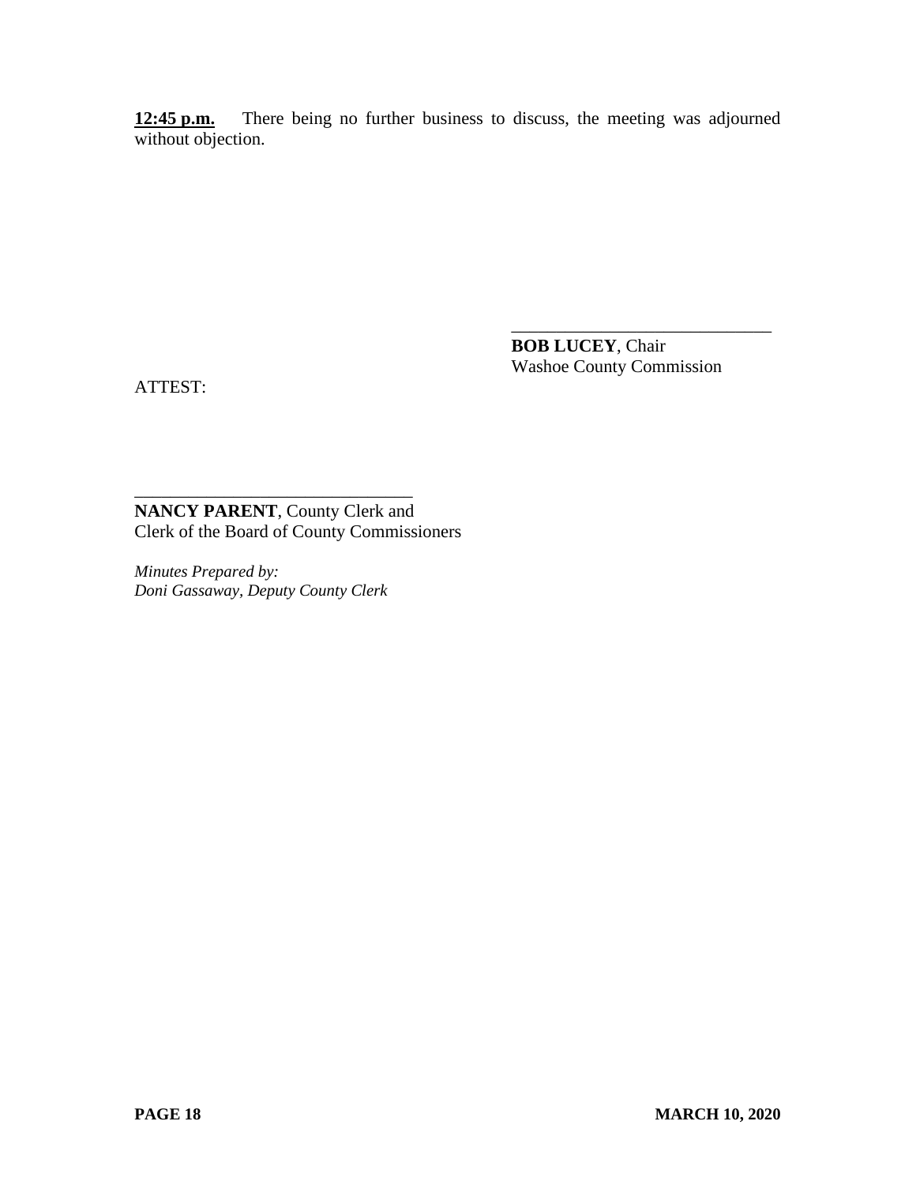**12:45 p.m.** There being no further business to discuss, the meeting was adjourned without objection.

\_\_\_\_\_\_\_\_\_\_\_\_\_\_\_\_\_\_\_\_\_\_\_\_\_\_\_\_\_\_
**BOB LUCEY**, Chair
Washoe County Commission

ATTEST:

\_\_\_\_\_\_\_\_\_\_\_\_\_\_\_\_\_\_\_\_\_\_\_\_\_\_\_\_\_\_\_\_
**NANCY PARENT**, County Clerk and
Clerk of the Board of County Commissioners

*Minutes Prepared by:*
*Doni Gassaway, Deputy County Clerk*